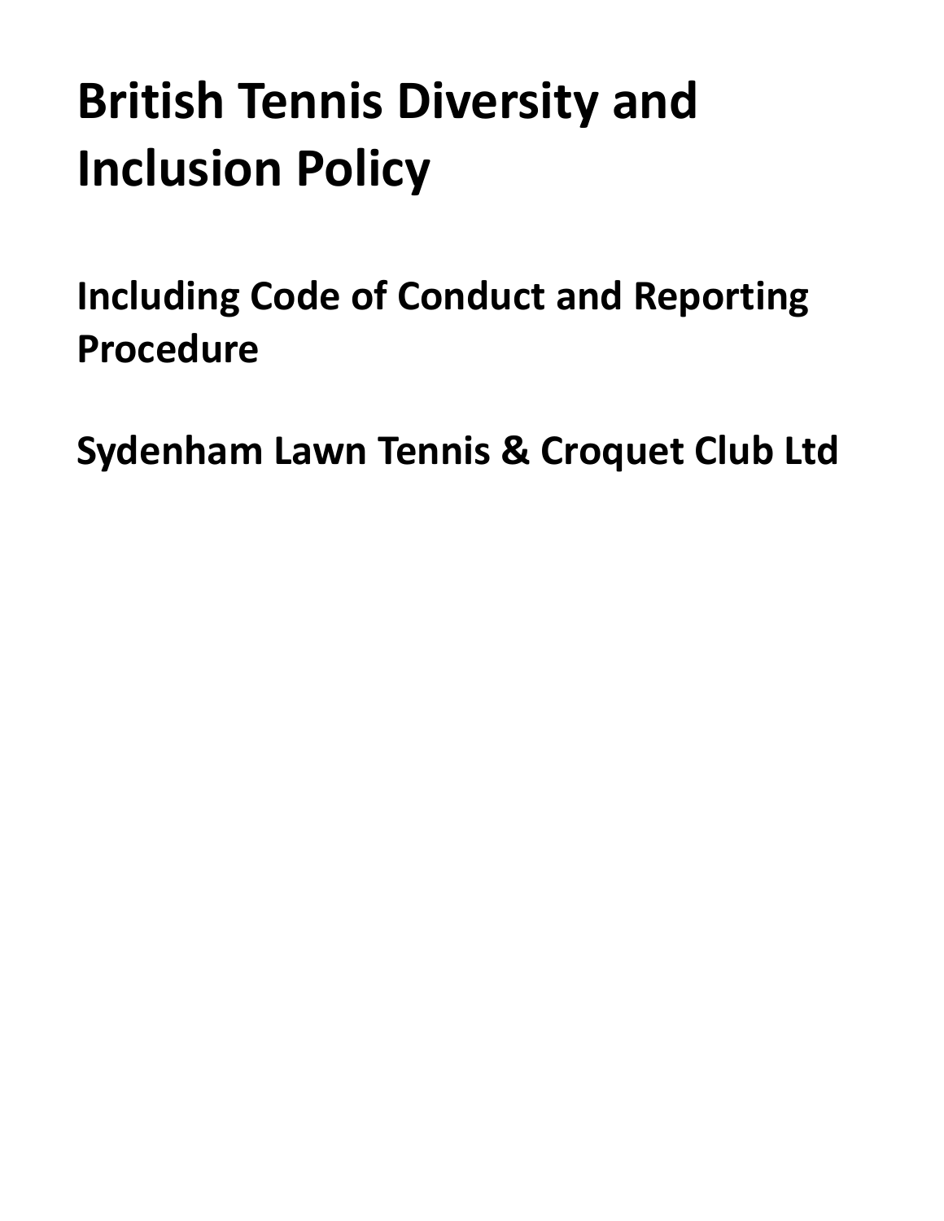# British Tennis Diversity and Inclusion Policy

## Including Code of Conduct and Reporting Procedure

## Sydenham Lawn Tennis & Croquet Club Ltd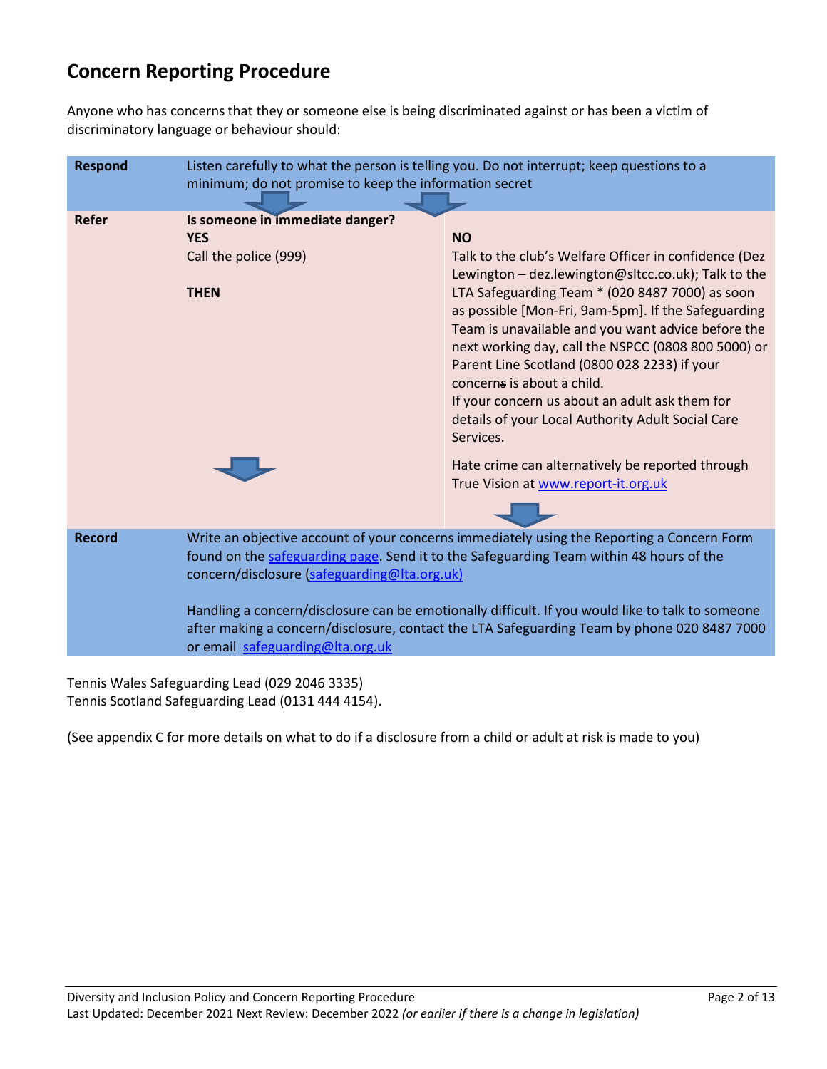## Concern Reporting Procedure

Anyone who has concerns that they or someone else is being discriminated against or has been a victim of discriminatory language or behaviour should:

| | | |
|---|---|---|
| **Respond** | Listen carefully to what the person is telling you. Do not interrupt; keep questions to a minimum; do not promise to keep the information secret | |
| **Refer** | **Is someone in immediate danger?**<br>**YES**<br>Call the police (999)<br><br>**THEN** | **NO**<br>Talk to the club's Welfare Officer in confidence (Dez Lewington – dez.lewington@sltcc.co.uk); Talk to the LTA Safeguarding Team * (020 8487 7000) as soon as possible [Mon-Fri, 9am-5pm]. If the Safeguarding Team is unavailable and you want advice before the next working day, call the NSPCC (0808 800 5000) or Parent Line Scotland (0800 028 2233) if your concerns is about a child.<br>If your concern us about an adult ask them for details of your Local Authority Adult Social Care Services.<br><br>Hate crime can alternatively be reported through True Vision at [www.report-it.org.uk](www.report-it.org.uk) |
| **Record** | Write an objective account of your concerns immediately using the Reporting a Concern Form found on the safeguarding page. Send it to the Safeguarding Team within 48 hours of the concern/disclosure (safeguarding@lta.org.uk)<br><br>Handling a concern/disclosure can be emotionally difficult. If you would like to talk to someone after making a concern/disclosure, contact the LTA Safeguarding Team by phone 020 8487 7000 or email safeguarding@lta.org.uk | |

Tennis Wales Safeguarding Lead (029 2046 3335)
Tennis Scotland Safeguarding Lead (0131 444 4154).

(See appendix C for more details on what to do if a disclosure from a child or adult at risk is made to you)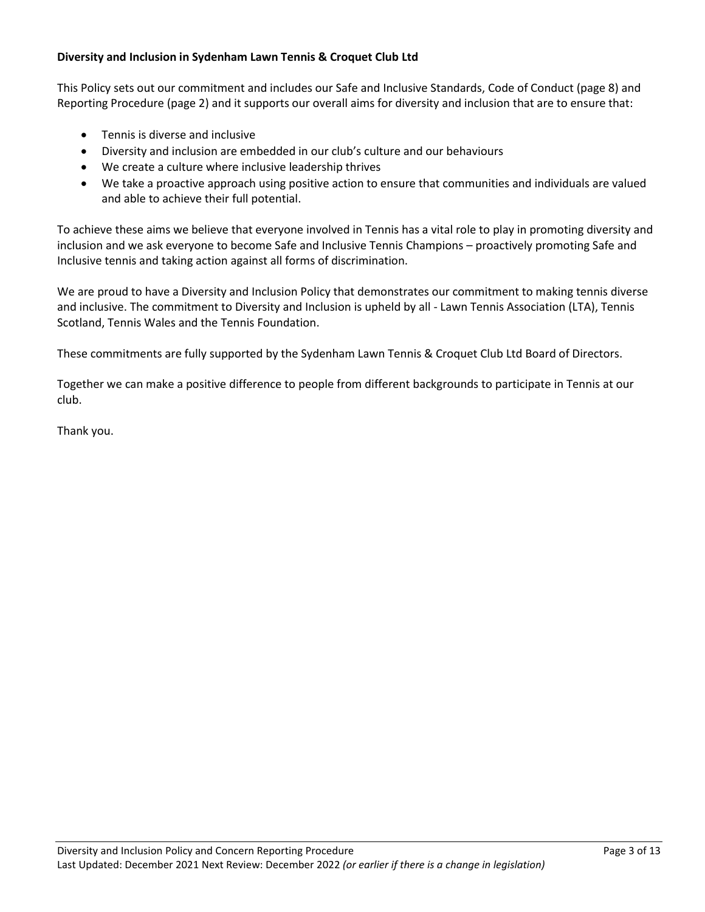**Diversity and Inclusion in Sydenham Lawn Tennis & Croquet Club Ltd**

This Policy sets out our commitment and includes our Safe and Inclusive Standards, Code of Conduct (page 8) and Reporting Procedure (page 2) and it supports our overall aims for diversity and inclusion that are to ensure that:

- Tennis is diverse and inclusive
- Diversity and inclusion are embedded in our club's culture and our behaviours
- We create a culture where inclusive leadership thrives
- We take a proactive approach using positive action to ensure that communities and individuals are valued and able to achieve their full potential.

To achieve these aims we believe that everyone involved in Tennis has a vital role to play in promoting diversity and inclusion and we ask everyone to become Safe and Inclusive Tennis Champions – proactively promoting Safe and Inclusive tennis and taking action against all forms of discrimination.

We are proud to have a Diversity and Inclusion Policy that demonstrates our commitment to making tennis diverse and inclusive. The commitment to Diversity and Inclusion is upheld by all - Lawn Tennis Association (LTA), Tennis Scotland, Tennis Wales and the Tennis Foundation.

These commitments are fully supported by the Sydenham Lawn Tennis & Croquet Club Ltd Board of Directors.

Together we can make a positive difference to people from different backgrounds to participate in Tennis at our club.

Thank you.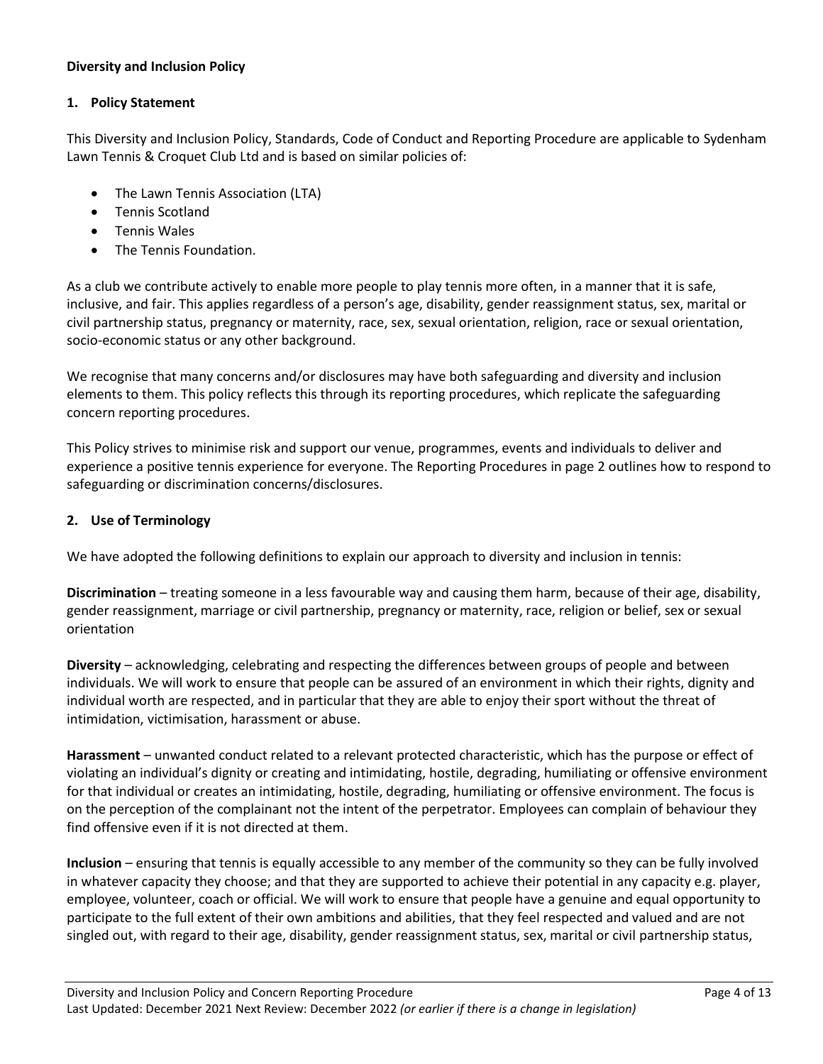**Diversity and Inclusion Policy**

## 1. Policy Statement

This Diversity and Inclusion Policy, Standards, Code of Conduct and Reporting Procedure are applicable to Sydenham Lawn Tennis & Croquet Club Ltd and is based on similar policies of:

- The Lawn Tennis Association (LTA)
- Tennis Scotland
- Tennis Wales
- The Tennis Foundation.

As a club we contribute actively to enable more people to play tennis more often, in a manner that it is safe, inclusive, and fair. This applies regardless of a person's age, disability, gender reassignment status, sex, marital or civil partnership status, pregnancy or maternity, race, sex, sexual orientation, religion, race or sexual orientation, socio-economic status or any other background.

We recognise that many concerns and/or disclosures may have both safeguarding and diversity and inclusion elements to them. This policy reflects this through its reporting procedures, which replicate the safeguarding concern reporting procedures.

This Policy strives to minimise risk and support our venue, programmes, events and individuals to deliver and experience a positive tennis experience for everyone. The Reporting Procedures in page 2 outlines how to respond to safeguarding or discrimination concerns/disclosures.

## 2. Use of Terminology

We have adopted the following definitions to explain our approach to diversity and inclusion in tennis:

**Discrimination** – treating someone in a less favourable way and causing them harm, because of their age, disability, gender reassignment, marriage or civil partnership, pregnancy or maternity, race, religion or belief, sex or sexual orientation

**Diversity** – acknowledging, celebrating and respecting the differences between groups of people and between individuals. We will work to ensure that people can be assured of an environment in which their rights, dignity and individual worth are respected, and in particular that they are able to enjoy their sport without the threat of intimidation, victimisation, harassment or abuse.

**Harassment** – unwanted conduct related to a relevant protected characteristic, which has the purpose or effect of violating an individual's dignity or creating and intimidating, hostile, degrading, humiliating or offensive environment for that individual or creates an intimidating, hostile, degrading, humiliating or offensive environment. The focus is on the perception of the complainant not the intent of the perpetrator. Employees can complain of behaviour they find offensive even if it is not directed at them.

**Inclusion** – ensuring that tennis is equally accessible to any member of the community so they can be fully involved in whatever capacity they choose; and that they are supported to achieve their potential in any capacity e.g. player, employee, volunteer, coach or official. We will work to ensure that people have a genuine and equal opportunity to participate to the full extent of their own ambitions and abilities, that they feel respected and valued and are not singled out, with regard to their age, disability, gender reassignment status, sex, marital or civil partnership status,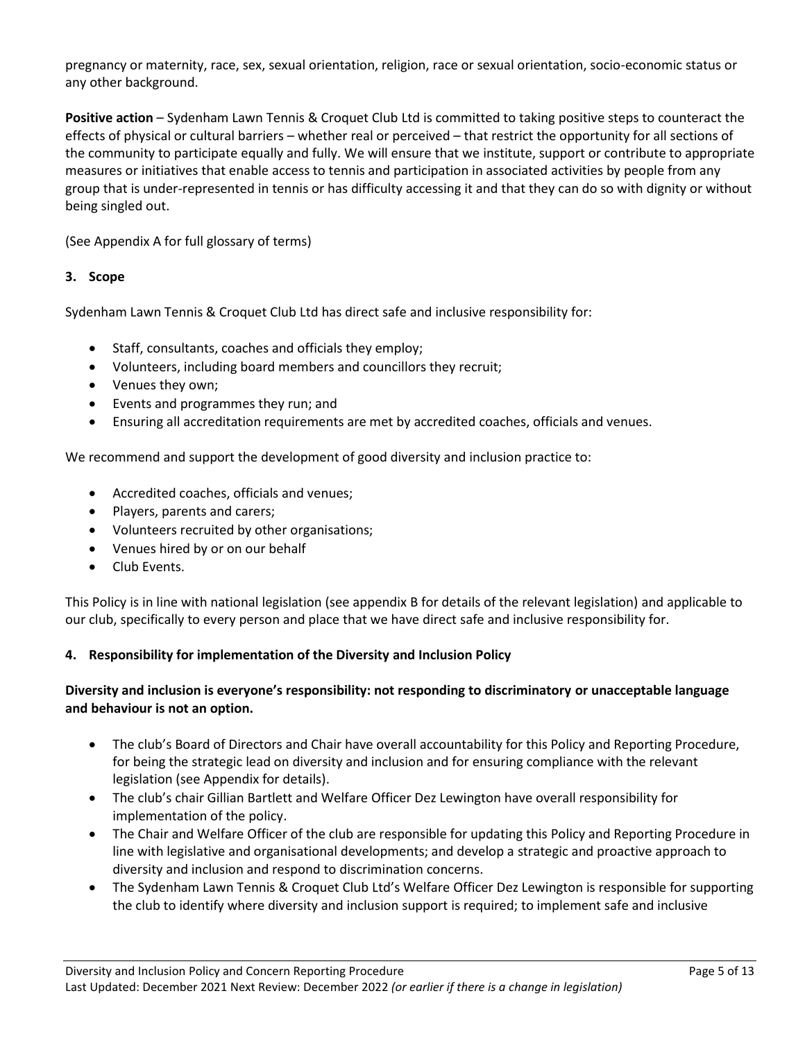pregnancy or maternity, race, sex, sexual orientation, religion, race or sexual orientation, socio-economic status or any other background.

**Positive action** – Sydenham Lawn Tennis & Croquet Club Ltd is committed to taking positive steps to counteract the effects of physical or cultural barriers – whether real or perceived – that restrict the opportunity for all sections of the community to participate equally and fully. We will ensure that we institute, support or contribute to appropriate measures or initiatives that enable access to tennis and participation in associated activities by people from any group that is under-represented in tennis or has difficulty accessing it and that they can do so with dignity or without being singled out.

(See Appendix A for full glossary of terms)

## 3. Scope

Sydenham Lawn Tennis & Croquet Club Ltd has direct safe and inclusive responsibility for:

- Staff, consultants, coaches and officials they employ;
- Volunteers, including board members and councillors they recruit;
- Venues they own;
- Events and programmes they run; and
- Ensuring all accreditation requirements are met by accredited coaches, officials and venues.

We recommend and support the development of good diversity and inclusion practice to:

- Accredited coaches, officials and venues;
- Players, parents and carers;
- Volunteers recruited by other organisations;
- Venues hired by or on our behalf
- Club Events.

This Policy is in line with national legislation (see appendix B for details of the relevant legislation) and applicable to our club, specifically to every person and place that we have direct safe and inclusive responsibility for.

## 4. Responsibility for implementation of the Diversity and Inclusion Policy

**Diversity and inclusion is everyone's responsibility: not responding to discriminatory or unacceptable language and behaviour is not an option.**

- The club's Board of Directors and Chair have overall accountability for this Policy and Reporting Procedure, for being the strategic lead on diversity and inclusion and for ensuring compliance with the relevant legislation (see Appendix for details).
- The club's chair Gillian Bartlett and Welfare Officer Dez Lewington have overall responsibility for implementation of the policy.
- The Chair and Welfare Officer of the club are responsible for updating this Policy and Reporting Procedure in line with legislative and organisational developments; and develop a strategic and proactive approach to diversity and inclusion and respond to discrimination concerns.
- The Sydenham Lawn Tennis & Croquet Club Ltd's Welfare Officer Dez Lewington is responsible for supporting the club to identify where diversity and inclusion support is required; to implement safe and inclusive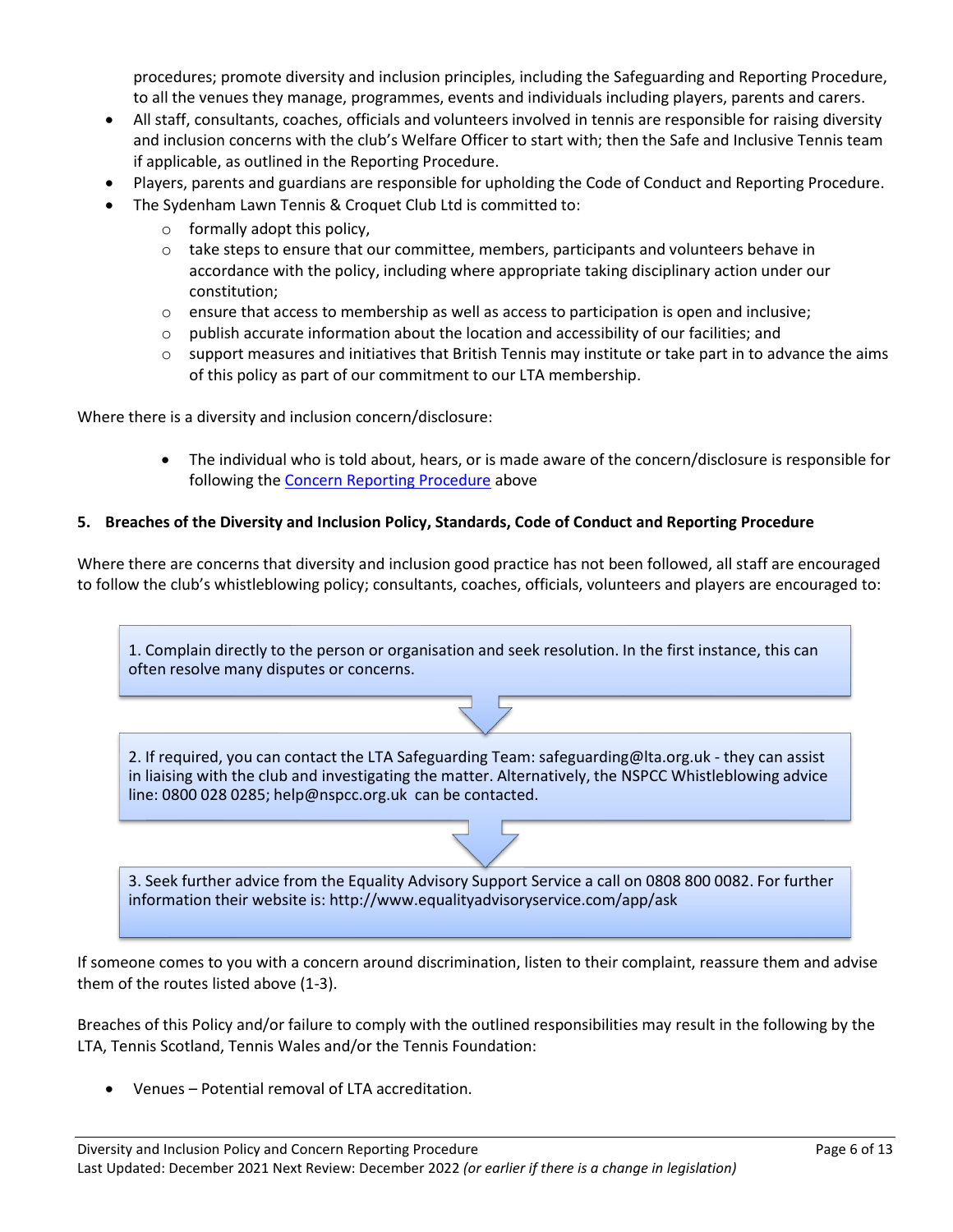procedures; promote diversity and inclusion principles, including the Safeguarding and Reporting Procedure, to all the venues they manage, programmes, events and individuals including players, parents and carers.

- All staff, consultants, coaches, officials and volunteers involved in tennis are responsible for raising diversity and inclusion concerns with the club's Welfare Officer to start with; then the Safe and Inclusive Tennis team if applicable, as outlined in the Reporting Procedure.
- Players, parents and guardians are responsible for upholding the Code of Conduct and Reporting Procedure.
- The Sydenham Lawn Tennis & Croquet Club Ltd is committed to:
  - formally adopt this policy,
  - take steps to ensure that our committee, members, participants and volunteers behave in accordance with the policy, including where appropriate taking disciplinary action under our constitution;
  - ensure that access to membership as well as access to participation is open and inclusive;
  - publish accurate information about the location and accessibility of our facilities; and
  - support measures and initiatives that British Tennis may institute or take part in to advance the aims of this policy as part of our commitment to our LTA membership.

Where there is a diversity and inclusion concern/disclosure:

- The individual who is told about, hears, or is made aware of the concern/disclosure is responsible for following the Concern Reporting Procedure above

**5. Breaches of the Diversity and Inclusion Policy, Standards, Code of Conduct and Reporting Procedure**

Where there are concerns that diversity and inclusion good practice has not been followed, all staff are encouraged to follow the club's whistleblowing policy; consultants, coaches, officials, volunteers and players are encouraged to:

1. Complain directly to the person or organisation and seek resolution. In the first instance, this can often resolve many disputes or concerns.

2. If required, you can contact the LTA Safeguarding Team: safeguarding@lta.org.uk - they can assist in liaising with the club and investigating the matter. Alternatively, the NSPCC Whistleblowing advice line: 0800 028 0285; help@nspcc.org.uk can be contacted.

3. Seek further advice from the Equality Advisory Support Service a call on 0808 800 0082. For further information their website is: http://www.equalityadvisoryservice.com/app/ask

If someone comes to you with a concern around discrimination, listen to their complaint, reassure them and advise them of the routes listed above (1-3).

Breaches of this Policy and/or failure to comply with the outlined responsibilities may result in the following by the LTA, Tennis Scotland, Tennis Wales and/or the Tennis Foundation:

- Venues – Potential removal of LTA accreditation.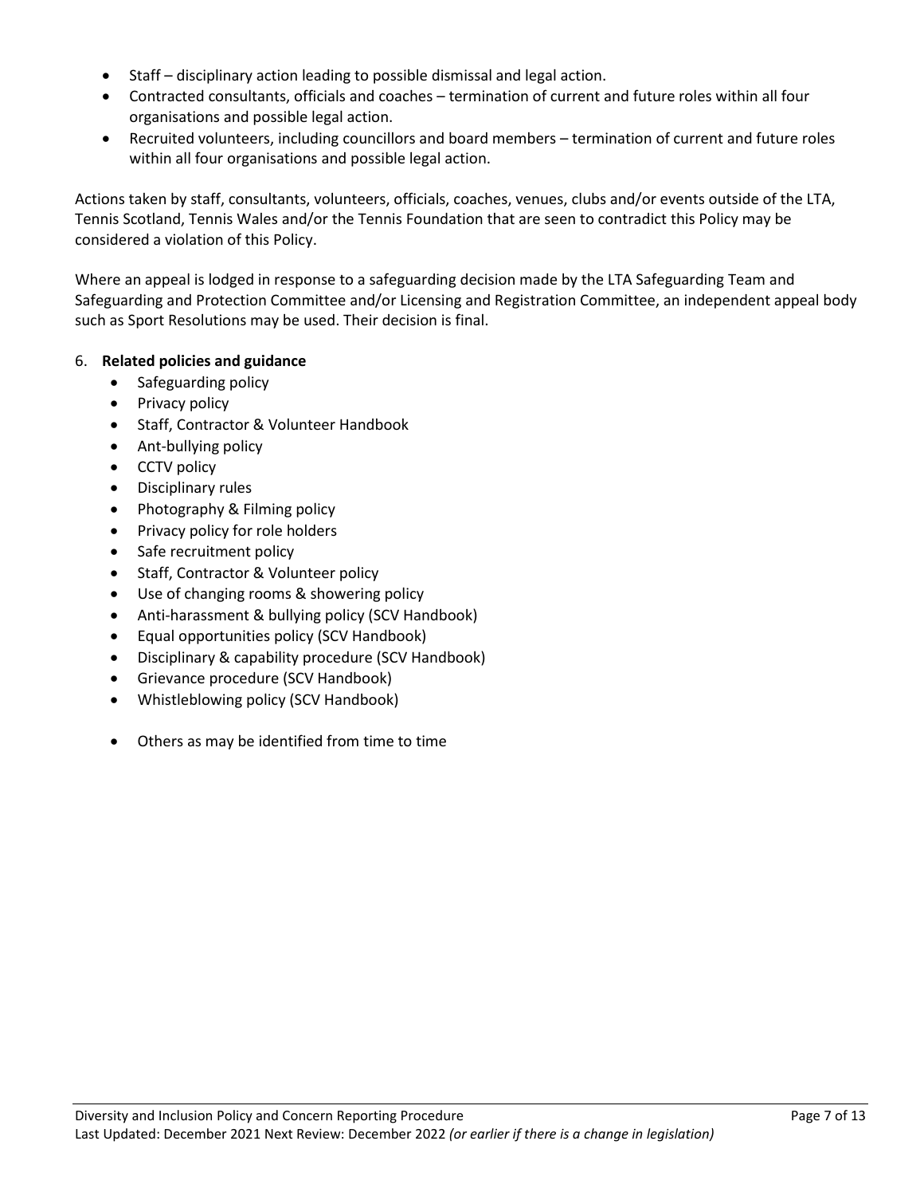- Staff – disciplinary action leading to possible dismissal and legal action.
- Contracted consultants, officials and coaches – termination of current and future roles within all four organisations and possible legal action.
- Recruited volunteers, including councillors and board members – termination of current and future roles within all four organisations and possible legal action.

Actions taken by staff, consultants, volunteers, officials, coaches, venues, clubs and/or events outside of the LTA, Tennis Scotland, Tennis Wales and/or the Tennis Foundation that are seen to contradict this Policy may be considered a violation of this Policy.

Where an appeal is lodged in response to a safeguarding decision made by the LTA Safeguarding Team and Safeguarding and Protection Committee and/or Licensing and Registration Committee, an independent appeal body such as Sport Resolutions may be used. Their decision is final.

6. **Related policies and guidance**
    - Safeguarding policy
    - Privacy policy
    - Staff, Contractor & Volunteer Handbook
    - Ant-bullying policy
    - CCTV policy
    - Disciplinary rules
    - Photography & Filming policy
    - Privacy policy for role holders
    - Safe recruitment policy
    - Staff, Contractor & Volunteer policy
    - Use of changing rooms & showering policy
    - Anti-harassment & bullying policy (SCV Handbook)
    - Equal opportunities policy (SCV Handbook)
    - Disciplinary & capability procedure (SCV Handbook)
    - Grievance procedure (SCV Handbook)
    - Whistleblowing policy (SCV Handbook)
    - Others as may be identified from time to time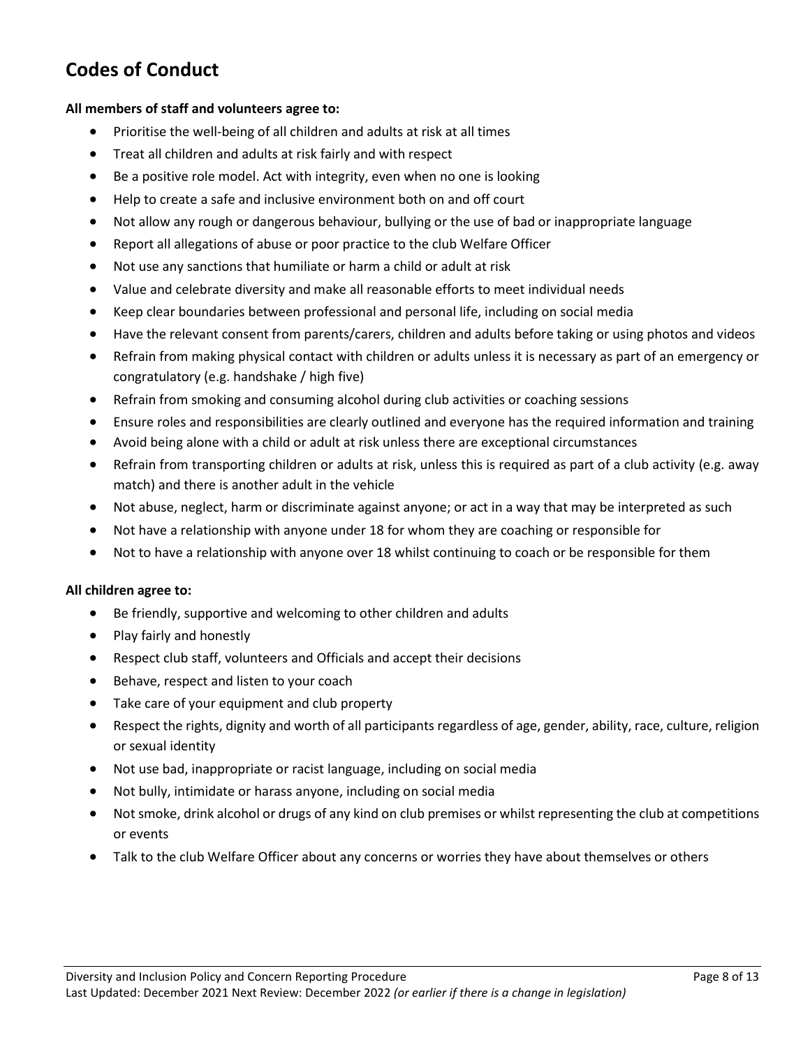## Codes of Conduct

**All members of staff and volunteers agree to:**

- Prioritise the well-being of all children and adults at risk at all times
- Treat all children and adults at risk fairly and with respect
- Be a positive role model. Act with integrity, even when no one is looking
- Help to create a safe and inclusive environment both on and off court
- Not allow any rough or dangerous behaviour, bullying or the use of bad or inappropriate language
- Report all allegations of abuse or poor practice to the club Welfare Officer
- Not use any sanctions that humiliate or harm a child or adult at risk
- Value and celebrate diversity and make all reasonable efforts to meet individual needs
- Keep clear boundaries between professional and personal life, including on social media
- Have the relevant consent from parents/carers, children and adults before taking or using photos and videos
- Refrain from making physical contact with children or adults unless it is necessary as part of an emergency or congratulatory (e.g. handshake / high five)
- Refrain from smoking and consuming alcohol during club activities or coaching sessions
- Ensure roles and responsibilities are clearly outlined and everyone has the required information and training
- Avoid being alone with a child or adult at risk unless there are exceptional circumstances
- Refrain from transporting children or adults at risk, unless this is required as part of a club activity (e.g. away match) and there is another adult in the vehicle
- Not abuse, neglect, harm or discriminate against anyone; or act in a way that may be interpreted as such
- Not have a relationship with anyone under 18 for whom they are coaching or responsible for
- Not to have a relationship with anyone over 18 whilst continuing to coach or be responsible for them

**All children agree to:**

- Be friendly, supportive and welcoming to other children and adults
- Play fairly and honestly
- Respect club staff, volunteers and Officials and accept their decisions
- Behave, respect and listen to your coach
- Take care of your equipment and club property
- Respect the rights, dignity and worth of all participants regardless of age, gender, ability, race, culture, religion or sexual identity
- Not use bad, inappropriate or racist language, including on social media
- Not bully, intimidate or harass anyone, including on social media
- Not smoke, drink alcohol or drugs of any kind on club premises or whilst representing the club at competitions or events
- Talk to the club Welfare Officer about any concerns or worries they have about themselves or others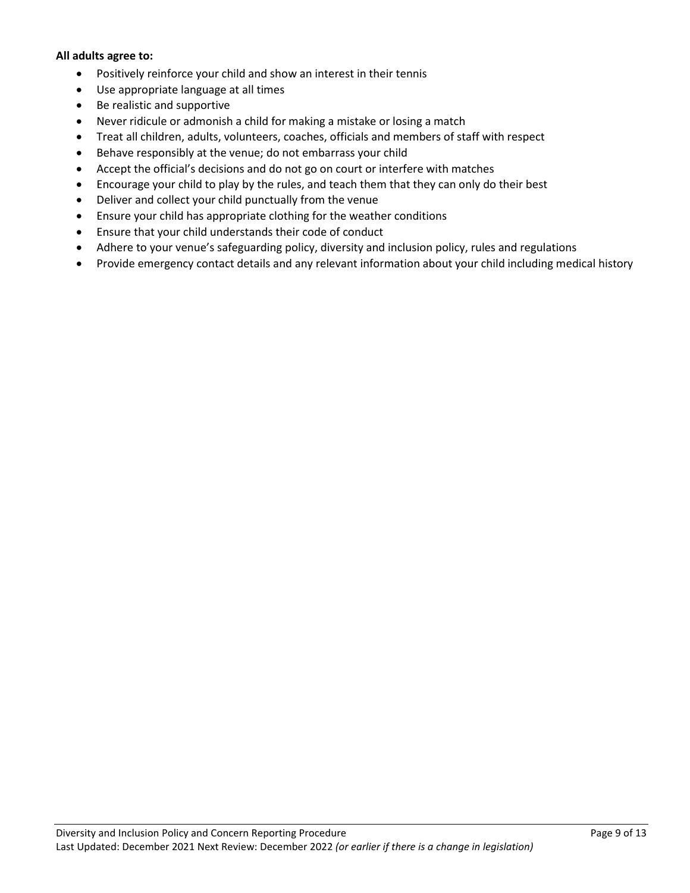**All adults agree to:**

- Positively reinforce your child and show an interest in their tennis
- Use appropriate language at all times
- Be realistic and supportive
- Never ridicule or admonish a child for making a mistake or losing a match
- Treat all children, adults, volunteers, coaches, officials and members of staff with respect
- Behave responsibly at the venue; do not embarrass your child
- Accept the official's decisions and do not go on court or interfere with matches
- Encourage your child to play by the rules, and teach them that they can only do their best
- Deliver and collect your child punctually from the venue
- Ensure your child has appropriate clothing for the weather conditions
- Ensure that your child understands their code of conduct
- Adhere to your venue's safeguarding policy, diversity and inclusion policy, rules and regulations
- Provide emergency contact details and any relevant information about your child including medical history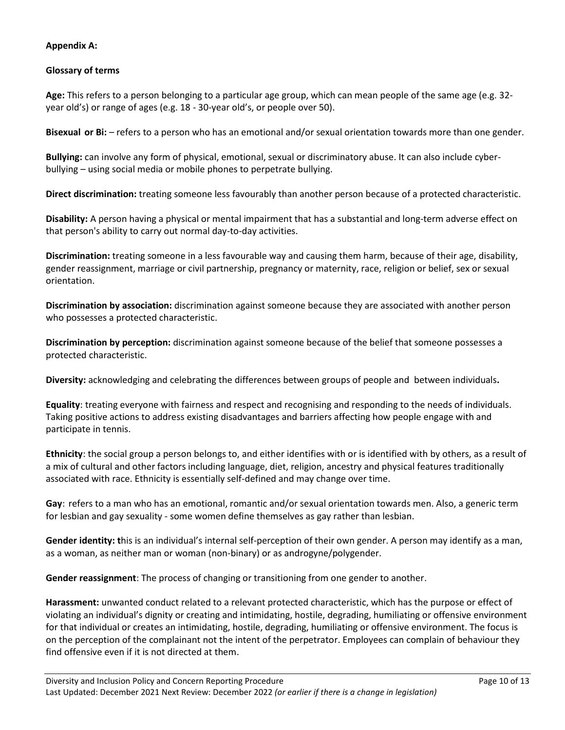**Appendix A:**

**Glossary of terms**

**Age:** This refers to a person belonging to a particular age group, which can mean people of the same age (e.g. 32-year old's) or range of ages (e.g. 18 - 30-year old's, or people over 50).

**Bisexual or Bi:** – refers to a person who has an emotional and/or sexual orientation towards more than one gender.

**Bullying:** can involve any form of physical, emotional, sexual or discriminatory abuse. It can also include cyber-bullying – using social media or mobile phones to perpetrate bullying.

**Direct discrimination:** treating someone less favourably than another person because of a protected characteristic.

**Disability:** A person having a physical or mental impairment that has a substantial and long-term adverse effect on that person's ability to carry out normal day-to-day activities.

**Discrimination:** treating someone in a less favourable way and causing them harm, because of their age, disability, gender reassignment, marriage or civil partnership, pregnancy or maternity, race, religion or belief, sex or sexual orientation.

**Discrimination by association:** discrimination against someone because they are associated with another person who possesses a protected characteristic.

**Discrimination by perception:** discrimination against someone because of the belief that someone possesses a protected characteristic.

**Diversity:** acknowledging and celebrating the differences between groups of people and between individuals**.**

**Equality**: treating everyone with fairness and respect and recognising and responding to the needs of individuals. Taking positive actions to address existing disadvantages and barriers affecting how people engage with and participate in tennis.

**Ethnicity**: the social group a person belongs to, and either identifies with or is identified with by others, as a result of a mix of cultural and other factors including language, diet, religion, ancestry and physical features traditionally associated with race. Ethnicity is essentially self-defined and may change over time.

**Gay**: refers to a man who has an emotional, romantic and/or sexual orientation towards men. Also, a generic term for lesbian and gay sexuality - some women define themselves as gay rather than lesbian.

**Gender identity: t**his is an individual's internal self-perception of their own gender. A person may identify as a man, as a woman, as neither man or woman (non-binary) or as androgyne/polygender.

**Gender reassignment**: The process of changing or transitioning from one gender to another.

**Harassment:** unwanted conduct related to a relevant protected characteristic, which has the purpose or effect of violating an individual's dignity or creating and intimidating, hostile, degrading, humiliating or offensive environment for that individual or creates an intimidating, hostile, degrading, humiliating or offensive environment. The focus is on the perception of the complainant not the intent of the perpetrator. Employees can complain of behaviour they find offensive even if it is not directed at them.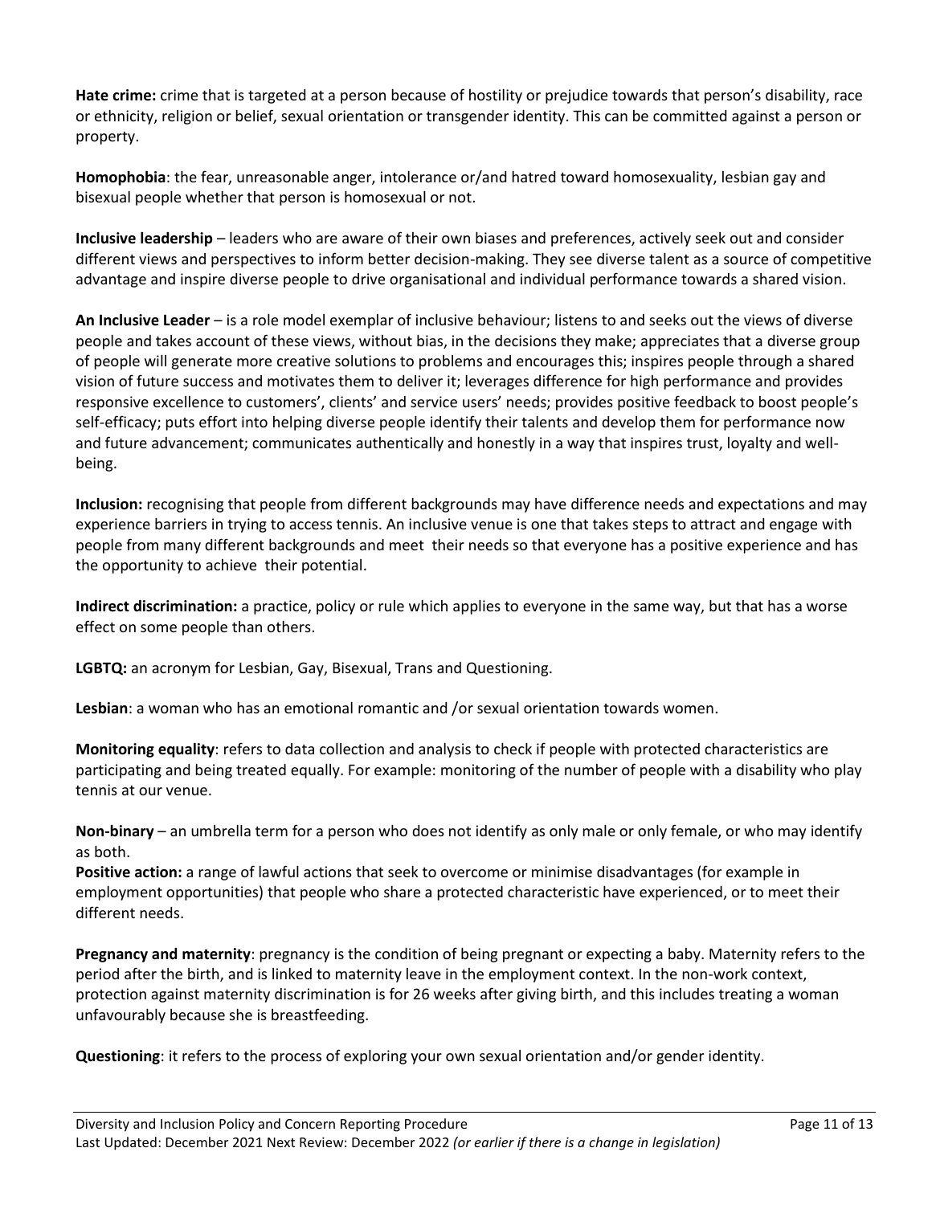**Hate crime:** crime that is targeted at a person because of hostility or prejudice towards that person's disability, race or ethnicity, religion or belief, sexual orientation or transgender identity. This can be committed against a person or property.

**Homophobia**: the fear, unreasonable anger, intolerance or/and hatred toward homosexuality, lesbian gay and bisexual people whether that person is homosexual or not.

**Inclusive leadership** – leaders who are aware of their own biases and preferences, actively seek out and consider different views and perspectives to inform better decision-making. They see diverse talent as a source of competitive advantage and inspire diverse people to drive organisational and individual performance towards a shared vision.

**An Inclusive Leader** – is a role model exemplar of inclusive behaviour; listens to and seeks out the views of diverse people and takes account of these views, without bias, in the decisions they make; appreciates that a diverse group of people will generate more creative solutions to problems and encourages this; inspires people through a shared vision of future success and motivates them to deliver it; leverages difference for high performance and provides responsive excellence to customers', clients' and service users' needs; provides positive feedback to boost people's self-efficacy; puts effort into helping diverse people identify their talents and develop them for performance now and future advancement; communicates authentically and honestly in a way that inspires trust, loyalty and well-being.

**Inclusion:** recognising that people from different backgrounds may have difference needs and expectations and may experience barriers in trying to access tennis. An inclusive venue is one that takes steps to attract and engage with people from many different backgrounds and meet their needs so that everyone has a positive experience and has the opportunity to achieve their potential.

**Indirect discrimination:** a practice, policy or rule which applies to everyone in the same way, but that has a worse effect on some people than others.

**LGBTQ:** an acronym for Lesbian, Gay, Bisexual, Trans and Questioning.

**Lesbian**: a woman who has an emotional romantic and /or sexual orientation towards women.

**Monitoring equality**: refers to data collection and analysis to check if people with protected characteristics are participating and being treated equally. For example: monitoring of the number of people with a disability who play tennis at our venue.

**Non-binary** – an umbrella term for a person who does not identify as only male or only female, or who may identify as both.

**Positive action:** a range of lawful actions that seek to overcome or minimise disadvantages (for example in employment opportunities) that people who share a protected characteristic have experienced, or to meet their different needs.

**Pregnancy and maternity**: pregnancy is the condition of being pregnant or expecting a baby. Maternity refers to the period after the birth, and is linked to maternity leave in the employment context. In the non-work context, protection against maternity discrimination is for 26 weeks after giving birth, and this includes treating a woman unfavourably because she is breastfeeding.

**Questioning**: it refers to the process of exploring your own sexual orientation and/or gender identity.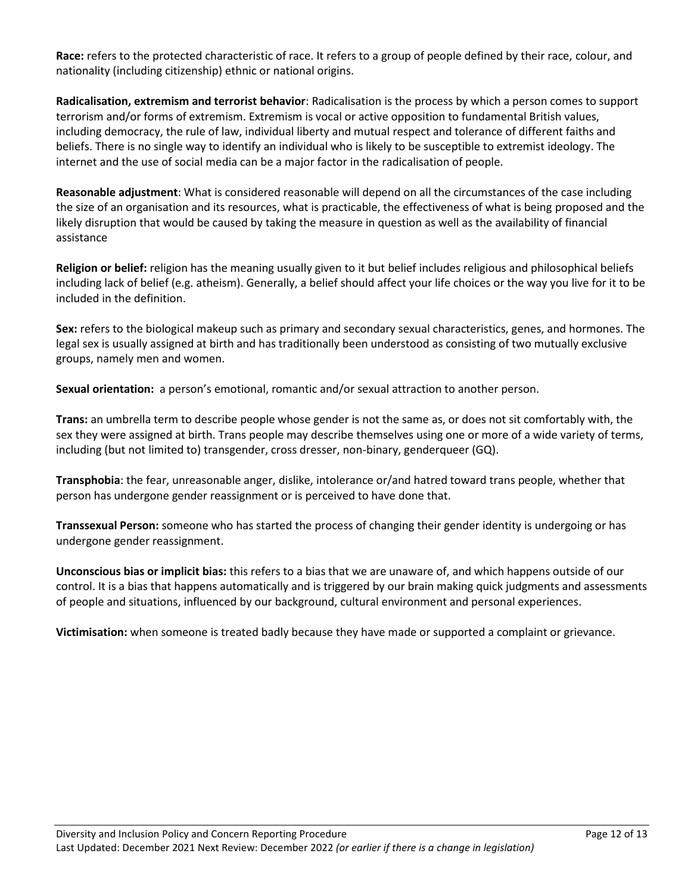**Race:** refers to the protected characteristic of race. It refers to a group of people defined by their race, colour, and nationality (including citizenship) ethnic or national origins.

**Radicalisation, extremism and terrorist behavior**: Radicalisation is the process by which a person comes to support terrorism and/or forms of extremism. Extremism is vocal or active opposition to fundamental British values, including democracy, the rule of law, individual liberty and mutual respect and tolerance of different faiths and beliefs. There is no single way to identify an individual who is likely to be susceptible to extremist ideology. The internet and the use of social media can be a major factor in the radicalisation of people.

**Reasonable adjustment**: What is considered reasonable will depend on all the circumstances of the case including the size of an organisation and its resources, what is practicable, the effectiveness of what is being proposed and the likely disruption that would be caused by taking the measure in question as well as the availability of financial assistance

**Religion or belief:** religion has the meaning usually given to it but belief includes religious and philosophical beliefs including lack of belief (e.g. atheism). Generally, a belief should affect your life choices or the way you live for it to be included in the definition.

**Sex:** refers to the biological makeup such as primary and secondary sexual characteristics, genes, and hormones. The legal sex is usually assigned at birth and has traditionally been understood as consisting of two mutually exclusive groups, namely men and women.

**Sexual orientation:** a person's emotional, romantic and/or sexual attraction to another person.

**Trans:** an umbrella term to describe people whose gender is not the same as, or does not sit comfortably with, the sex they were assigned at birth. Trans people may describe themselves using one or more of a wide variety of terms, including (but not limited to) transgender, cross dresser, non-binary, genderqueer (GQ).

**Transphobia**: the fear, unreasonable anger, dislike, intolerance or/and hatred toward trans people, whether that person has undergone gender reassignment or is perceived to have done that.

**Transsexual Person:** someone who has started the process of changing their gender identity is undergoing or has undergone gender reassignment.

**Unconscious bias or implicit bias:** this refers to a bias that we are unaware of, and which happens outside of our control. It is a bias that happens automatically and is triggered by our brain making quick judgments and assessments of people and situations, influenced by our background, cultural environment and personal experiences.

**Victimisation:** when someone is treated badly because they have made or supported a complaint or grievance.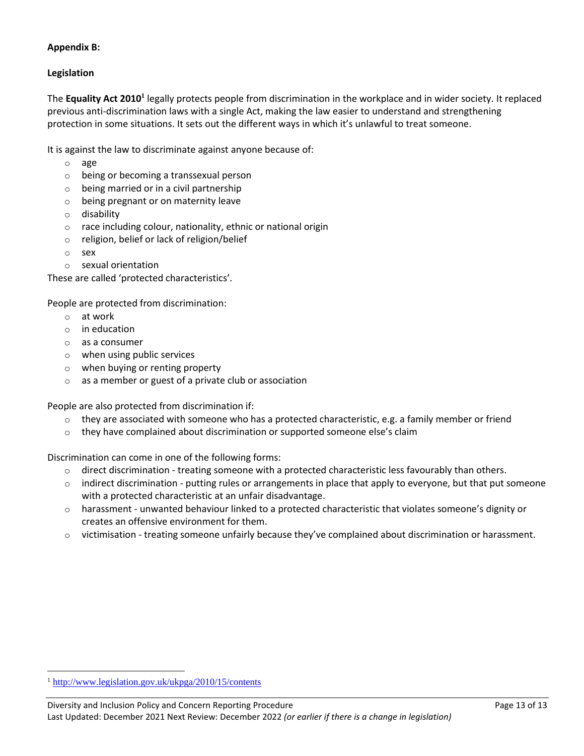**Appendix B:**

**Legislation**

The **Equality Act 2010**[1] legally protects people from discrimination in the workplace and in wider society. It replaced previous anti-discrimination laws with a single Act, making the law easier to understand and strengthening protection in some situations. It sets out the different ways in which it's unlawful to treat someone.

It is against the law to discriminate against anyone because of:

- age
- being or becoming a transsexual person
- being married or in a civil partnership
- being pregnant or on maternity leave
- disability
- race including colour, nationality, ethnic or national origin
- religion, belief or lack of religion/belief
- sex
- sexual orientation

These are called 'protected characteristics'.

People are protected from discrimination:

- at work
- in education
- as a consumer
- when using public services
- when buying or renting property
- as a member or guest of a private club or association

People are also protected from discrimination if:

- they are associated with someone who has a protected characteristic, e.g. a family member or friend
- they have complained about discrimination or supported someone else's claim

Discrimination can come in one of the following forms:

- direct discrimination - treating someone with a protected characteristic less favourably than others.
- indirect discrimination - putting rules or arrangements in place that apply to everyone, but that put someone with a protected characteristic at an unfair disadvantage.
- harassment - unwanted behaviour linked to a protected characteristic that violates someone's dignity or creates an offensive environment for them.
- victimisation - treating someone unfairly because they've complained about discrimination or harassment.

[1] http://www.legislation.gov.uk/ukpga/2010/15/contents